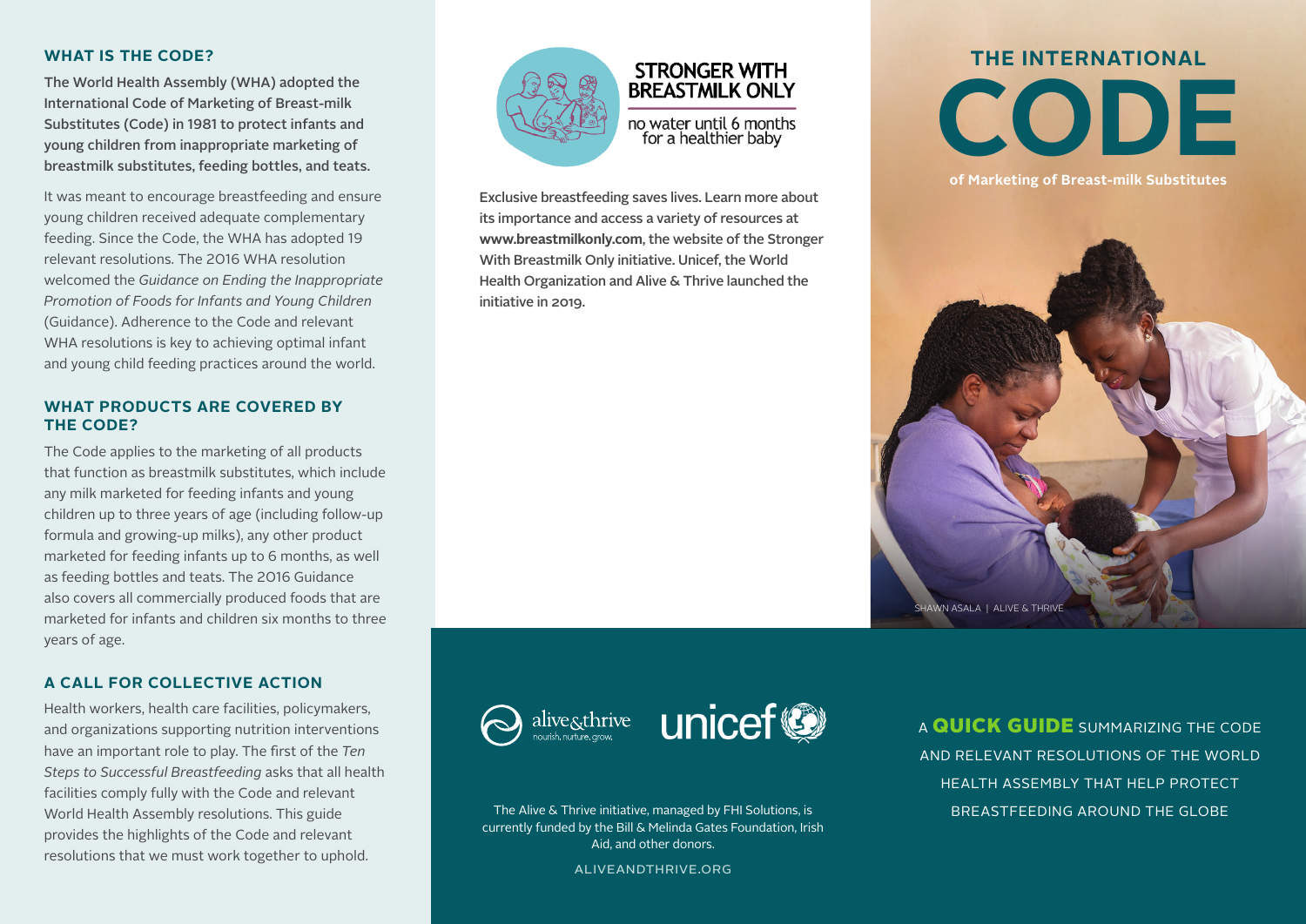## WHAT IS THE CODE?

**The World Health Assembly (WHA) adopted the International Code of Marketing of Breast-milk Substitutes (Code) in 1981 to protect infants and young children from inappropriate marketing of breastmilk substitutes, feeding bottles, and teats.**

It was meant to encourage breastfeeding and ensure young children received adequate complementary feeding. Since the Code, the WHA has adopted 19 relevant resolutions. The 2016 WHA resolution welcomed the *Guidance on Ending the Inappropriate Promotion of Foods for Infants and Young Children* (Guidance). Adherence to the Code and relevant WHA resolutions is key to achieving optimal infant and young child feeding practices around the world.

## WHAT PRODUCTS ARE COVERED BY THE CODE?

The Code applies to the marketing of all products that function as breastmilk substitutes, which include any milk marketed for feeding infants and young children up to three years of age (including follow-up formula and growing-up milks), any other product marketed for feeding infants up to 6 months, as well as feeding bottles and teats. The 2016 Guidance also covers all commercially produced foods that are marketed for infants and children six months to three years of age.

## A CALL FOR COLLECTIVE ACTION

Health workers, health care facilities, policymakers, and organizations supporting nutrition interventions have an important role to play. The first of the *Ten Steps to Successful Breastfeeding* asks that all health facilities comply fully with the Code and relevant World Health Assembly resolutions. This guide provides the highlights of the Code and relevant resolutions that we must work together to uphold.

**STRONGER WITH BREASTMILK ONLY**

no water until 6 months for a healthier baby

Exclusive breastfeeding saves lives. Learn more about its importance and access a variety of resources at **www.breastmilkonly.com**, the website of the Stronger With Breastmilk Only initiative. Unicef, the World Health Organization and Alive & Thrive launched the initiative in 2019.

alive&thrive — nourish. nurture. grow.

unicef

The Alive & Thrive initiative, managed by FHI Solutions, is currently funded by the Bill & Melinda Gates Foundation, Irish Aid, and other donors.

ALIVEANDTHRIVE.ORG

# THE INTERNATIONAL CODE

### of Marketing of Breast-milk Substitutes

SHAWN ASALA | ALIVE & THRIVE

A **QUICK GUIDE** SUMMARIZING THE CODE AND RELEVANT RESOLUTIONS OF THE WORLD HEALTH ASSEMBLY THAT HELP PROTECT BREASTFEEDING AROUND THE GLOBE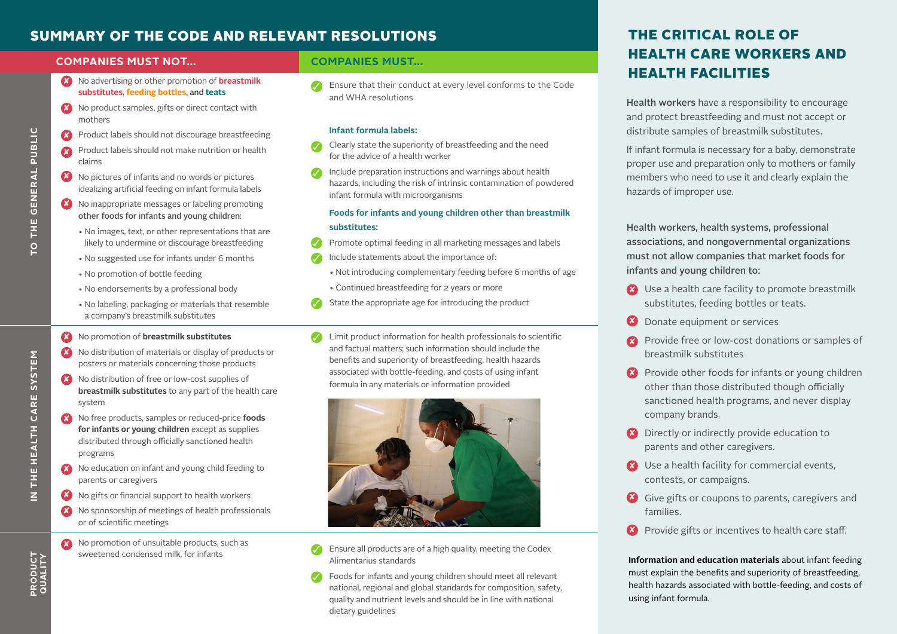## SUMMARY OF THE CODE AND RELEVANT RESOLUTIONS

| | COMPANIES MUST NOT... | COMPANIES MUST... |
|---|---|---|
| **TO THE GENERAL PUBLIC** | ✗ No advertising or other promotion of **breastmilk substitutes**, **feeding bottles**, and **teats**<br>✗ No product samples, gifts or direct contact with mothers<br>✗ Product labels should not discourage breastfeeding<br>✗ Product labels should not make nutrition or health claims<br>✗ No pictures of infants and no words or pictures idealizing artificial feeding on infant formula labels<br>✗ No inappropriate messages or labeling promoting **other foods for infants and young children**:<br>• No images, text, or other representations that are likely to undermine or discourage breastfeeding<br>• No suggested use for infants under 6 months<br>• No promotion of bottle feeding<br>• No endorsements by a professional body<br>• No labeling, packaging or materials that resemble a company's breastmilk substitutes | ✓ Ensure that their conduct at every level conforms to the Code and WHA resolutions<br>**Infant formula labels:**<br>✓ Clearly state the superiority of breastfeeding and the need for the advice of a health worker<br>✓ Include preparation instructions and warnings about health hazards, including the risk of intrinsic contamination of powdered infant formula with microorganisms<br>**Foods for infants and young children other than breastmilk substitutes:**<br>✓ Promote optimal feeding in all marketing messages and labels<br>✓ Include statements about the importance of:<br>• Not introducing complementary feeding before 6 months of age<br>• Continued breastfeeding for 2 years or more<br>✓ State the appropriate age for introducing the product |
| **IN THE HEALTH CARE SYSTEM** | ✗ No promotion of **breastmilk substitutes**<br>✗ No distribution of materials or display of products or posters or materials concerning those products<br>✗ No distribution of free or low-cost supplies of **breastmilk substitutes** to any part of the health care system<br>✗ No free products, samples or reduced-price **foods for infants or young children** except as supplies distributed through officially sanctioned health programs<br>✗ No education on infant and young child feeding to parents or caregivers<br>✗ No gifts or financial support to health workers<br>✗ No sponsorship of meetings of health professionals or of scientific meetings | ✓ Limit product information for health professionals to scientific and factual matters; such information should include the benefits and superiority of breastfeeding, health hazards associated with bottle-feeding, and costs of using infant formula in any materials or information provided |
| **PRODUCT QUALITY** | ✗ No promotion of unsuitable products, such as sweetened condensed milk, for infants | ✓ Ensure all products are of a high quality, meeting the Codex Alimentarius standards<br>✓ Foods for infants and young children should meet all relevant national, regional and global standards for composition, safety, quality and nutrient levels and should be in line with national dietary guidelines |

## THE CRITICAL ROLE OF HEALTH CARE WORKERS AND HEALTH FACILITIES

**Health workers** have a responsibility to encourage and protect breastfeeding and must not accept or distribute samples of breastmilk substitutes.

If infant formula is necessary for a baby, demonstrate proper use and preparation only to mothers or family members who need to use it and clearly explain the hazards of improper use.

**Health workers, health systems, professional associations, and nongovernmental organizations must not allow companies that market foods for infants and young children to:**

- ✗ Use a health care facility to promote breastmilk substitutes, feeding bottles or teats.
- ✗ Donate equipment or services
- ✗ Provide free or low-cost donations or samples of breastmilk substitutes
- ✗ Provide other foods for infants or young children other than those distributed though officially sanctioned health programs, and never display company brands.
- ✗ Directly or indirectly provide education to parents and other caregivers.
- ✗ Use a health facility for commercial events, contests, or campaigns.
- ✗ Give gifts or coupons to parents, caregivers and families.
- ✗ Provide gifts or incentives to health care staff.

**Information and education materials** about infant feeding must explain the benefits and superiority of breastfeeding, health hazards associated with bottle-feeding, and costs of using infant formula.